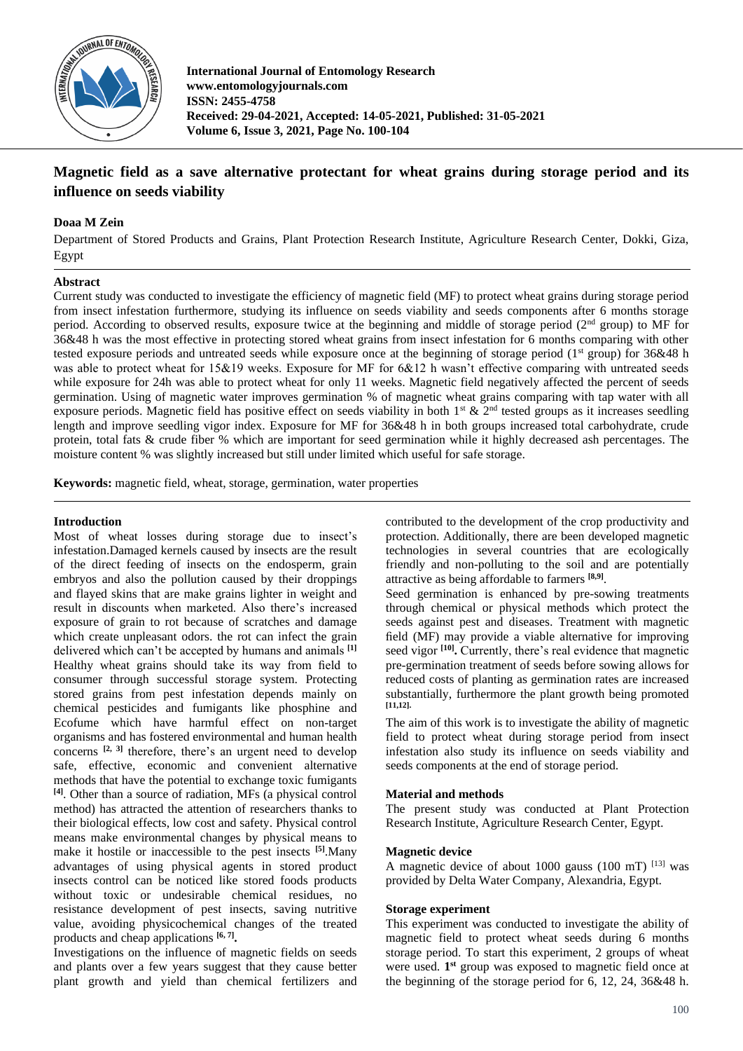# Magnetic field as a save alternative protectant for wheat grains during storage period and its influence on seeds viability

**Doaa M Zein**

Department of Stored Products and Grains, Plant Protection Research Institute, Agriculture Research Center, Dokki, Giza, Egypt

## Abstract

Current study was conducted to investigate the efficiency of magnetic field (MF) to protect wheat grains during storage period from insect infestation furthermore, studying its influence on seeds viability and seeds components after 6 months storage period. According to observed results, exposure twice at the beginning and middle of storage period (2nd group) to MF for 36&48 h was the most effective in protecting stored wheat grains from insect infestation for 6 months comparing with other tested exposure periods and untreated seeds while exposure once at the beginning of storage period (1st group) for 36&48 h was able to protect wheat for 15&19 weeks. Exposure for MF for 6&12 h wasn't effective comparing with untreated seeds while exposure for 24h was able to protect wheat for only 11 weeks. Magnetic field negatively affected the percent of seeds germination. Using of magnetic water improves germination % of magnetic wheat grains comparing with tap water with all exposure periods. Magnetic field has positive effect on seeds viability in both 1st & 2nd tested groups as it increases seedling length and improve seedling vigor index. Exposure for MF for 36&48 h in both groups increased total carbohydrate, crude protein, total fats & crude fiber % which are important for seed germination while it highly decreased ash percentages. The moisture content % was slightly increased but still under limited which useful for safe storage.

**Keywords:** magnetic field, wheat, storage, germination, water properties

## Introduction

Most of wheat losses during storage due to insect's infestation.Damaged kernels caused by insects are the result of the direct feeding of insects on the endosperm, grain embryos and also the pollution caused by their droppings and flayed skins that are make grains lighter in weight and result in discounts when marketed. Also there's increased exposure of grain to rot because of scratches and damage which create unpleasant odors. the rot can infect the grain delivered which can't be accepted by humans and animals [1] Healthy wheat grains should take its way from field to consumer through successful storage system. Protecting stored grains from pest infestation depends mainly on chemical pesticides and fumigants like phosphine and Ecofume which have harmful effect on non-target organisms and has fostered environmental and human health concerns [2, 3] therefore, there's an urgent need to develop safe, effective, economic and convenient alternative methods that have the potential to exchange toxic fumigants [4]. Other than a source of radiation, MFs (a physical control method) has attracted the attention of researchers thanks to their biological effects, low cost and safety. Physical control means make environmental changes by physical means to make it hostile or inaccessible to the pest insects [5].Many advantages of using physical agents in stored product insects control can be noticed like stored foods products without toxic or undesirable chemical residues, no resistance development of pest insects, saving nutritive value, avoiding physicochemical changes of the treated products and cheap applications [6, 7].

Investigations on the influence of magnetic fields on seeds and plants over a few years suggest that they cause better plant growth and yield than chemical fertilizers and contributed to the development of the crop productivity and protection. Additionally, there are been developed magnetic technologies in several countries that are ecologically friendly and non-polluting to the soil and are potentially attractive as being affordable to farmers [8,9].

Seed germination is enhanced by pre-sowing treatments through chemical or physical methods which protect the seeds against pest and diseases. Treatment with magnetic field (MF) may provide a viable alternative for improving seed vigor [10]. Currently, there's real evidence that magnetic pre-germination treatment of seeds before sowing allows for reduced costs of planting as germination rates are increased substantially, furthermore the plant growth being promoted [11,12].

The aim of this work is to investigate the ability of magnetic field to protect wheat during storage period from insect infestation also study its influence on seeds viability and seeds components at the end of storage period.

## Material and methods

The present study was conducted at Plant Protection Research Institute, Agriculture Research Center, Egypt.

### Magnetic device

A magnetic device of about 1000 gauss (100 mT) [13] was provided by Delta Water Company, Alexandria, Egypt.

### Storage experiment

This experiment was conducted to investigate the ability of magnetic field to protect wheat seeds during 6 months storage period. To start this experiment, 2 groups of wheat were used. **1st** group was exposed to magnetic field once at the beginning of the storage period for 6, 12, 24, 36&48 h.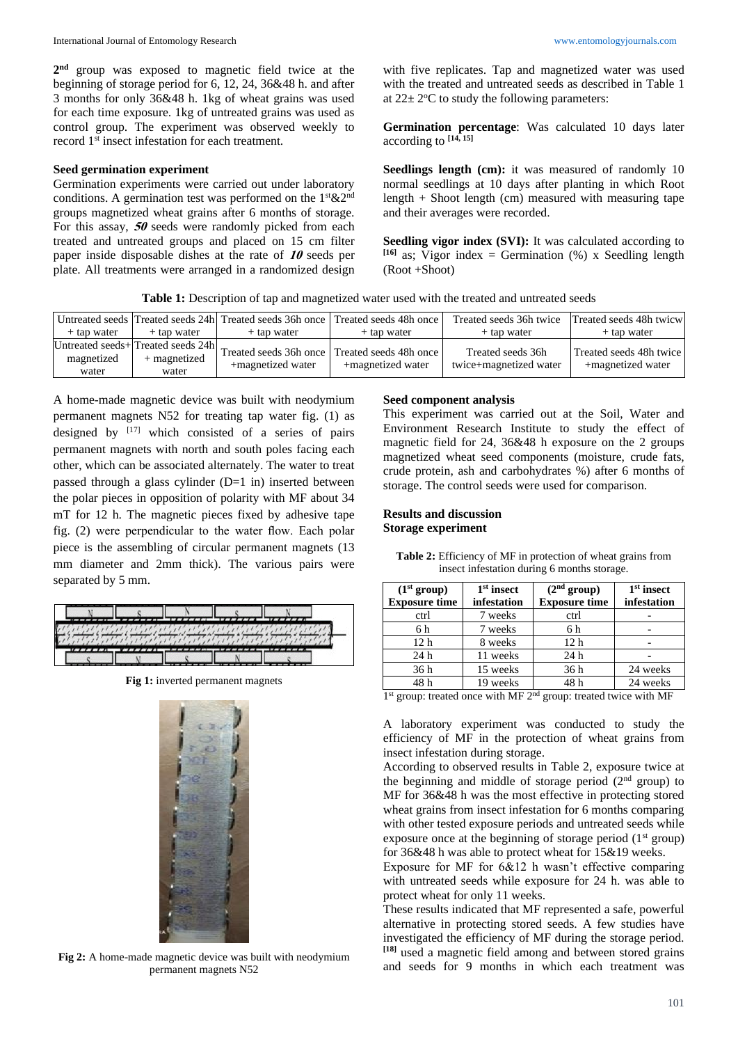2[nd] group was exposed to magnetic field twice at the beginning of storage period for 6, 12, 24, 36&48 h. and after 3 months for only 36&48 h. 1kg of wheat grains was used for each time exposure. 1kg of untreated grains was used as control group. The experiment was observed weekly to record 1[st] insect infestation for each treatment.

**Seed germination experiment**

Germination experiments were carried out under laboratory conditions. A germination test was performed on the 1[st]&2[nd] groups magnetized wheat grains after 6 months of storage. For this assay, ***50*** seeds were randomly picked from each treated and untreated groups and placed on 15 cm filter paper inside disposable dishes at the rate of ***10*** seeds per plate. All treatments were arranged in a randomized design with five replicates. Tap and magnetized water was used with the treated and untreated seeds as described in Table 1 at 22± 2°C to study the following parameters:

**Germination percentage**: Was calculated 10 days later according to [14, 15]

**Seedlings length (cm):** it was measured of randomly 10 normal seedlings at 10 days after planting in which Root length + Shoot length (cm) measured with measuring tape and their averages were recorded.

**Seedling vigor index (SVI):** It was calculated according to [16] as; Vigor index = Germination (%) x Seedling length (Root +Shoot)

**Table 1:** Description of tap and magnetized water used with the treated and untreated seeds

| Untreated seeds + tap water | Treated seeds 24h + tap water | Treated seeds 36h once + tap water | Treated seeds 48h once + tap water | Treated seeds 36h twice + tap water | Treated seeds 48h twicw + tap water |
|---|---|---|---|---|---|
| Untreated seeds+ magnetized water | Treated seeds 24h + magnetized water | Treated seeds 36h once +magnetized water | Treated seeds 48h once +magnetized water | Treated seeds 36h twice+magnetized water | Treated seeds 48h twice +magnetized water |

A home-made magnetic device was built with neodymium permanent magnets N52 for treating tap water fig. (1) as designed by [17] which consisted of a series of pairs permanent magnets with north and south poles facing each other, which can be associated alternately. The water to treat passed through a glass cylinder (D=1 in) inserted between the polar pieces in opposition of polarity with MF about 34 mT for 12 h. The magnetic pieces fixed by adhesive tape fig. (2) were perpendicular to the water flow. Each polar piece is the assembling of circular permanent magnets (13 mm diameter and 2mm thick). The various pairs were separated by 5 mm.

**Fig 1:** inverted permanent magnets

**Fig 2:** A home-made magnetic device was built with neodymium permanent magnets N52

**Seed component analysis**

This experiment was carried out at the Soil, Water and Environment Research Institute to study the effect of magnetic field for 24, 36&48 h exposure on the 2 groups magnetized wheat seed components (moisture, crude fats, crude protein, ash and carbohydrates %) after 6 months of storage. The control seeds were used for comparison.

## Results and discussion

### Storage experiment

**Table 2:** Efficiency of MF in protection of wheat grains from insect infestation during 6 months storage.

| (1[st] group) Exposure time | 1[st] insect infestation | (2[nd] group) Exposure time | 1[st] insect infestation |
|---|---|---|---|
| ctrl | 7 weeks | ctrl | - |
| 6 h | 7 weeks | 6 h | - |
| 12 h | 8 weeks | 12 h | - |
| 24 h | 11 weeks | 24 h | - |
| 36 h | 15 weeks | 36 h | 24 weeks |
| 48 h | 19 weeks | 48 h | 24 weeks |

1[st] group: treated once with MF 2[nd] group: treated twice with MF

A laboratory experiment was conducted to study the efficiency of MF in the protection of wheat grains from insect infestation during storage.

According to observed results in Table 2, exposure twice at the beginning and middle of storage period (2[nd] group) to MF for 36&48 h was the most effective in protecting stored wheat grains from insect infestation for 6 months comparing with other tested exposure periods and untreated seeds while exposure once at the beginning of storage period (1[st] group) for 36&48 h was able to protect wheat for 15&19 weeks.

Exposure for MF for 6&12 h wasn't effective comparing with untreated seeds while exposure for 24 h. was able to protect wheat for only 11 weeks.

These results indicated that MF represented a safe, powerful alternative in protecting stored seeds. A few studies have investigated the efficiency of MF during the storage period. [18] used a magnetic field among and between stored grains and seeds for 9 months in which each treatment was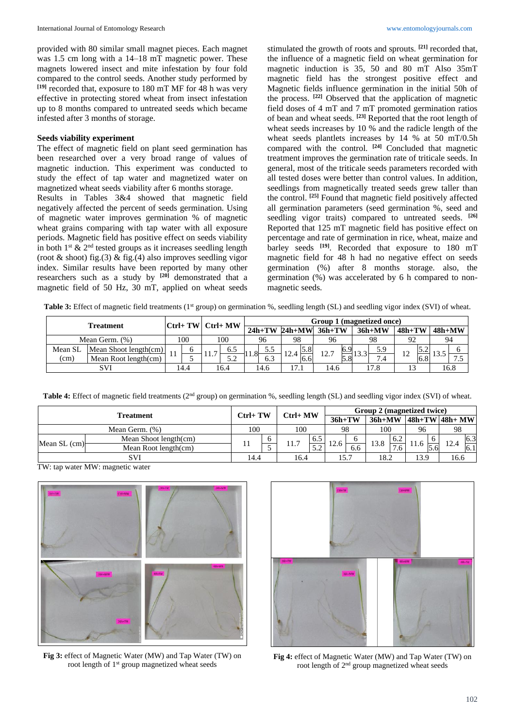provided with 80 similar small magnet pieces. Each magnet was 1.5 cm long with a 14–18 mT magnetic power. These magnets lowered insect and mite infestation by four fold compared to the control seeds. Another study performed by [19] recorded that, exposure to 180 mT MF for 48 h was very effective in protecting stored wheat from insect infestation up to 8 months compared to untreated seeds which became infested after 3 months of storage.

### Seeds viability experiment

The effect of magnetic field on plant seed germination has been researched over a very broad range of values of magnetic induction. This experiment was conducted to study the effect of tap water and magnetized water on magnetized wheat seeds viability after 6 months storage.

Results in Tables 3&4 showed that magnetic field negatively affected the percent of seeds germination. Using of magnetic water improves germination % of magnetic wheat grains comparing with tap water with all exposure periods. Magnetic field has positive effect on seeds viability in both 1st & 2nd tested groups as it increases seedling length (root & shoot) fig.(3) & fig.(4) also improves seedling vigor index. Similar results have been reported by many other researchers such as a study by [20] demonstrated that a magnetic field of 50 Hz, 30 mT, applied on wheat seeds stimulated the growth of roots and sprouts. [21] recorded that, the influence of a magnetic field on wheat germination for magnetic induction is 35, 50 and 80 mT Also 35mT magnetic field has the strongest positive effect and Magnetic fields influence germination in the initial 50h of the process. [22] Observed that the application of magnetic field doses of 4 mT and 7 mT promoted germination ratios of bean and wheat seeds. [23] Reported that the root length of wheat seeds increases by 10 % and the radicle length of the wheat seeds plantlets increases by 14 % at 50 mT/0.5h compared with the control. [24] Concluded that magnetic treatment improves the germination rate of triticale seeds. In general, most of the triticale seeds parameters recorded with all tested doses were better than control values. In addition, seedlings from magnetically treated seeds grew taller than the control. [25] Found that magnetic field positively affected all germination parameters (seed germination %, seed and seedling vigor traits) compared to untreated seeds. [26] Reported that 125 mT magnetic field has positive effect on percentage and rate of germination in rice, wheat, maize and barley seeds [19]. Recorded that exposure to 180 mT magnetic field for 48 h had no negative effect on seeds germination (%) after 8 months storage. also, the germination (%) was accelerated by 6 h compared to non-magnetic seeds.

**Table 3:** Effect of magnetic field treatments (1st group) on germination %, seedling length (SL) and seedling vigor index (SVI) of wheat.

| Treatment | | Ctrl+ TW | | Ctrl+ MW | | Group 1 (magnetized once) | | | | | | | | | | | |
|---|---|---|---|---|---|---|---|---|---|---|---|---|---|---|---|---|---|
| | | | | | | 24h+TW | | 24h+MW | | 36h+TW | | 36h+MW | | 48h+TW | | 48h+MW | |
| Mean Germ. (%) | | 100 | | 100 | | 96 | | 98 | | 96 | | 98 | | 92 | | 94 | |
| Mean SL (cm) | Mean Shoot length(cm) | 11 | 6 | 11.7 | 6.5 | 11.8 | 5.5 | 12.4 | 5.8 | 12.7 | 6.9 | 13.3 | 5.9 | 12 | 5.2 | 13.5 | 6 |
| | Mean Root length(cm) | | 5 | | 5.2 | | 6.3 | | 6.6 | | 5.8 | | 7.4 | | 6.8 | | 7.5 |
| SVI | | 14.4 | | 16.4 | | 14.6 | | 17.1 | | 14.6 | | 17.8 | | 13 | | 16.8 | |

**Table 4:** Effect of magnetic field treatments (2nd group) on germination %, seedling length (SL) and seedling vigor index (SVI) of wheat.

| Treatment | | Ctrl+ TW | | Ctrl+ MW | | Group 2 (magnetized twice) | | | | | | | |
|---|---|---|---|---|---|---|---|---|---|---|---|---|---|
| | | | | | | 36h+TW | | 36h+MW | | 48h+TW | | 48h+ MW | |
| Mean Germ. (%) | | 100 | | 100 | | 98 | | 100 | | 96 | | 98 | |
| Mean SL (cm) | Mean Shoot length(cm) | 11 | 6 | 11.7 | 6.5 | 12.6 | 6 | 13.8 | 6.2 | 11.6 | 6 | 12.4 | 6.3 |
| | Mean Root length(cm) | | 5 | | 5.2 | | 6.6 | | 7.6 | | 5.6 | | 6.1 |
| SVI | | 14.4 | | 16.4 | | 15.7 | | 18.2 | | 13.9 | | 16.6 | |

TW: tap water MW: magnetic water

**Fig 3:** effect of Magnetic Water (MW) and Tap Water (TW) on root length of 1st group magnetized wheat seeds

**Fig 4:** effect of Magnetic Water (MW) and Tap Water (TW) on root length of 2nd group magnetized wheat seeds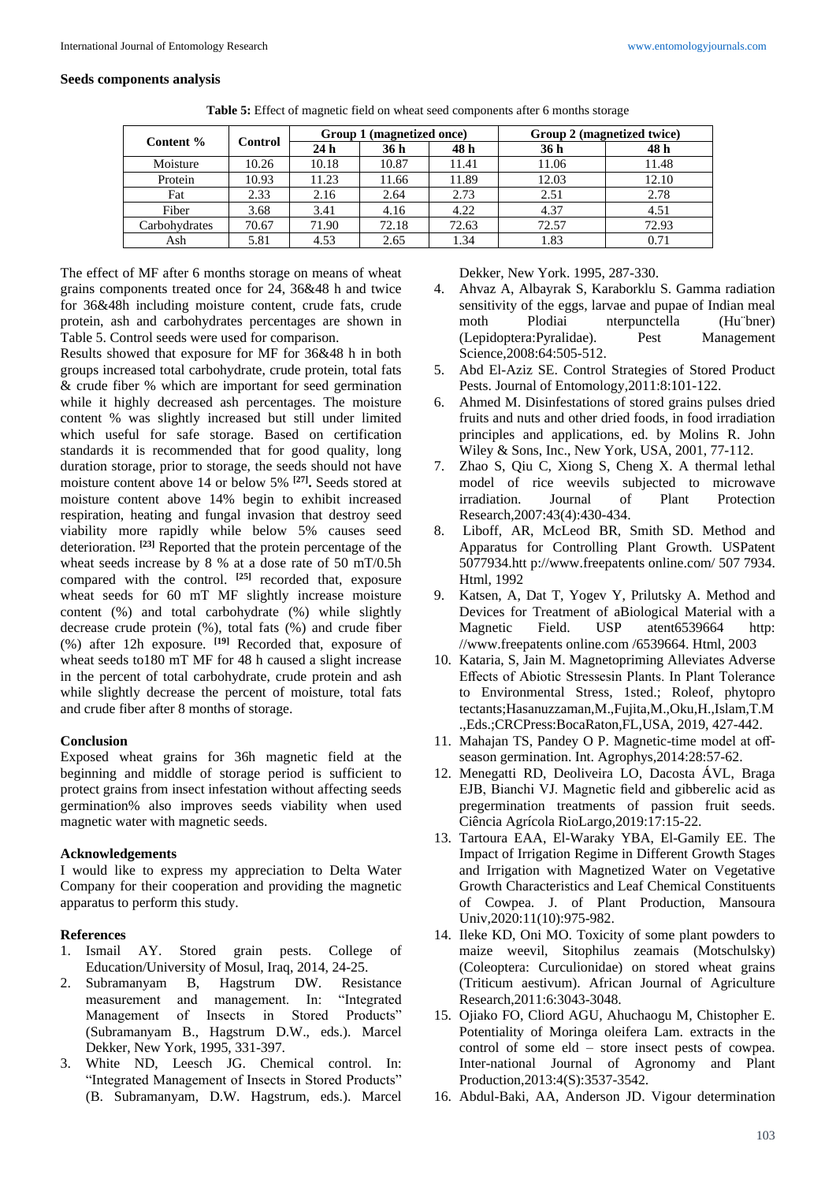## Seeds components analysis

**Table 5:** Effect of magnetic field on wheat seed components after 6 months storage

| Content % | Control | Group 1 (magnetized once) | | | Group 2 (magnetized twice) | |
|---|---|---|---|---|---|---|
| | | 24 h | 36 h | 48 h | 36 h | 48 h |
| Moisture | 10.26 | 10.18 | 10.87 | 11.41 | 11.06 | 11.48 |
| Protein | 10.93 | 11.23 | 11.66 | 11.89 | 12.03 | 12.10 |
| Fat | 2.33 | 2.16 | 2.64 | 2.73 | 2.51 | 2.78 |
| Fiber | 3.68 | 3.41 | 4.16 | 4.22 | 4.37 | 4.51 |
| Carbohydrates | 70.67 | 71.90 | 72.18 | 72.63 | 72.57 | 72.93 |
| Ash | 5.81 | 4.53 | 2.65 | 1.34 | 1.83 | 0.71 |

The effect of MF after 6 months storage on means of wheat grains components treated once for 24, 36&48 h and twice for 36&48h including moisture content, crude fats, crude protein, ash and carbohydrates percentages are shown in Table 5. Control seeds were used for comparison.

Results showed that exposure for MF for 36&48 h in both groups increased total carbohydrate, crude protein, total fats & crude fiber % which are important for seed germination while it highly decreased ash percentages. The moisture content % was slightly increased but still under limited which useful for safe storage. Based on certification standards it is recommended that for good quality, long duration storage, prior to storage, the seeds should not have moisture content above 14 or below 5% [27]**.** Seeds stored at moisture content above 14% begin to exhibit increased respiration, heating and fungal invasion that destroy seed viability more rapidly while below 5% causes seed deterioration. [23] Reported that the protein percentage of the wheat seeds increase by 8 % at a dose rate of 50 mT/0.5h compared with the control. [25] recorded that, exposure wheat seeds for 60 mT MF slightly increase moisture content (%) and total carbohydrate (%) while slightly decrease crude protein (%), total fats (%) and crude fiber (%) after 12h exposure. [19] Recorded that, exposure of wheat seeds to180 mT MF for 48 h caused a slight increase in the percent of total carbohydrate, crude protein and ash while slightly decrease the percent of moisture, total fats and crude fiber after 8 months of storage.

## Conclusion

Exposed wheat grains for 36h magnetic field at the beginning and middle of storage period is sufficient to protect grains from insect infestation without affecting seeds germination% also improves seeds viability when used magnetic water with magnetic seeds.

## Acknowledgements

I would like to express my appreciation to Delta Water Company for their cooperation and providing the magnetic apparatus to perform this study.

## References

1. Ismail AY. Stored grain pests. College of Education/University of Mosul, Iraq, 2014, 24-25.
2. Subramanyam B, Hagstrum DW. Resistance measurement and management. In: "Integrated Management of Insects in Stored Products" (Subramanyam B., Hagstrum D.W., eds.). Marcel Dekker, New York, 1995, 331-397.
3. White ND, Leesch JG. Chemical control. In: "Integrated Management of Insects in Stored Products" (B. Subramanyam, D.W. Hagstrum, eds.). Marcel Dekker, New York. 1995, 287-330.
4. Ahvaz A, Albayrak S, Karaborklu S. Gamma radiation sensitivity of the eggs, larvae and pupae of Indian meal moth Plodiai nterpunctella (Hu¨bner) (Lepidoptera:Pyralidae). Pest Management Science,2008:64:505-512.
5. Abd El-Aziz SE. Control Strategies of Stored Product Pests. Journal of Entomology,2011:8:101-122.
6. Ahmed M. Disinfestations of stored grains pulses dried fruits and nuts and other dried foods, in food irradiation principles and applications, ed. by Molins R. John Wiley & Sons, Inc., New York, USA, 2001, 77-112.
7. Zhao S, Qiu C, Xiong S, Cheng X. A thermal lethal model of rice weevils subjected to microwave irradiation. Journal of Plant Protection Research,2007:43(4):430-434.
8. Liboff, AR, McLeod BR, Smith SD. Method and Apparatus for Controlling Plant Growth. USPatent 5077934.htt p://www.freepatents online.com/ 507 7934. Html, 1992
9. Katsen, A, Dat T, Yogev Y, Prilutsky A. Method and Devices for Treatment of aBiological Material with a Magnetic Field. USP atent6539664 http: //www.freepatents online.com /6539664. Html, 2003
10. Kataria, S, Jain M. Magnetopriming Alleviates Adverse Effects of Abiotic Stressesin Plants. In Plant Tolerance to Environmental Stress, 1sted.; Roleof, phytopro tectants;Hasanuzzaman,M.,Fujita,M.,Oku,H.,Islam,T.M .,Eds.;CRCPress:BocaRaton,FL,USA, 2019, 427-442.
11. Mahajan TS, Pandey O P. Magnetic-time model at off-season germination. Int. Agrophys,2014:28:57-62.
12. Menegatti RD, Deoliveira LO, Dacosta ÁVL, Braga EJB, Bianchi VJ. Magnetic field and gibberelic acid as pregermination treatments of passion fruit seeds. Ciência Agrícola RioLargo,2019:17:15-22.
13. Tartoura EAA, El-Waraky YBA, El-Gamily EE. The Impact of Irrigation Regime in Different Growth Stages and Irrigation with Magnetized Water on Vegetative Growth Characteristics and Leaf Chemical Constituents of Cowpea. J. of Plant Production, Mansoura Univ,2020:11(10):975-982.
14. Ileke KD, Oni MO. Toxicity of some plant powders to maize weevil, Sitophilus zeamais (Motschulsky) (Coleoptera: Curculionidae) on stored wheat grains (Triticum aestivum). African Journal of Agriculture Research,2011:6:3043-3048.
15. Ojiako FO, Cliord AGU, Ahuchaogu M, Chistopher E. Potentiality of Moringa oleifera Lam. extracts in the control of some eld – store insect pests of cowpea. Inter-national Journal of Agronomy and Plant Production,2013:4(S):3537-3542.
16. Abdul-Baki, AA, Anderson JD. Vigour determination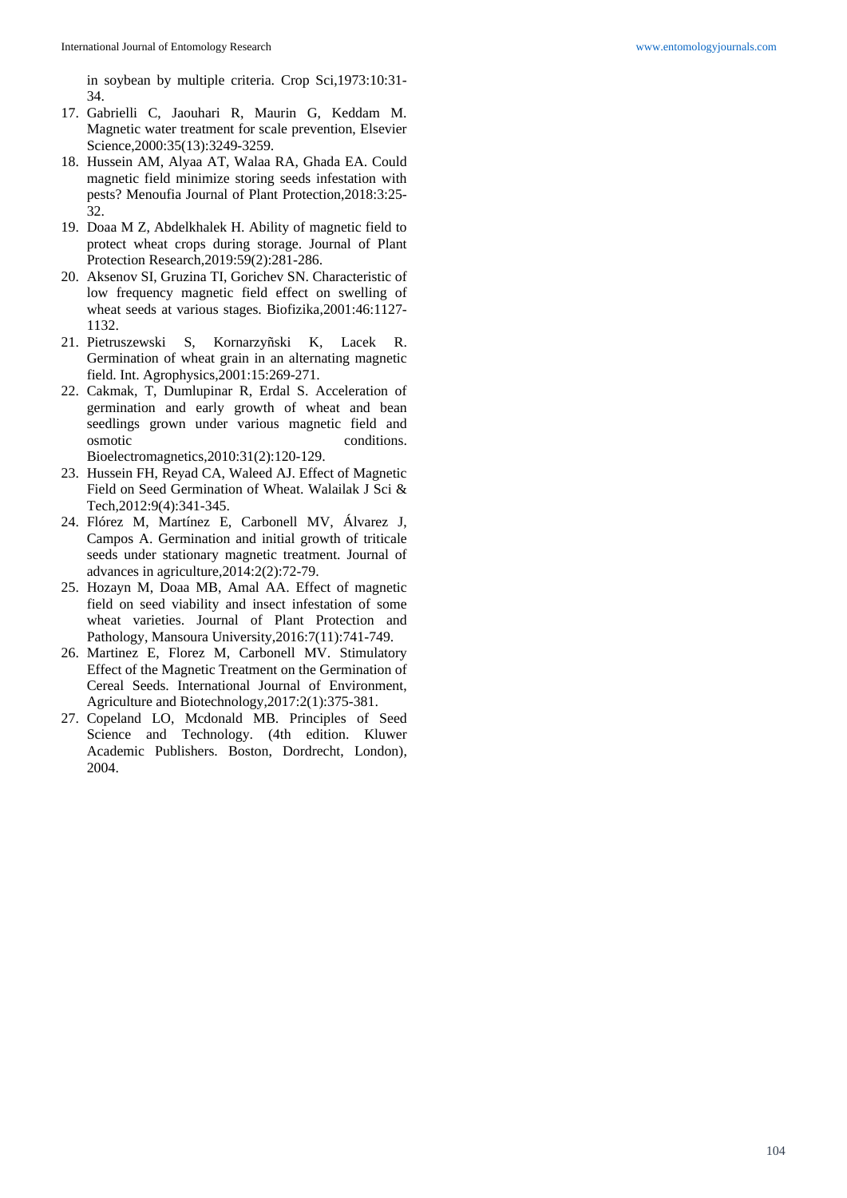in soybean by multiple criteria. Crop Sci,1973:10:31-34.

17. Gabrielli C, Jaouhari R, Maurin G, Keddam M. Magnetic water treatment for scale prevention, Elsevier Science,2000:35(13):3249-3259.
18. Hussein AM, Alyaa AT, Walaa RA, Ghada EA. Could magnetic field minimize storing seeds infestation with pests? Menoufia Journal of Plant Protection,2018:3:25-32.
19. Doaa M Z, Abdelkhalek H. Ability of magnetic field to protect wheat crops during storage. Journal of Plant Protection Research,2019:59(2):281-286.
20. Aksenov SI, Gruzina TI, Gorichev SN. Characteristic of low frequency magnetic field effect on swelling of wheat seeds at various stages. Biofizika,2001:46:1127-1132.
21. Pietruszewski S, Kornarzyñski K, Lacek R. Germination of wheat grain in an alternating magnetic field. Int. Agrophysics,2001:15:269-271.
22. Cakmak, T, Dumlupinar R, Erdal S. Acceleration of germination and early growth of wheat and bean seedlings grown under various magnetic field and osmotic conditions. Bioelectromagnetics,2010:31(2):120-129.
23. Hussein FH, Reyad CA, Waleed AJ. Effect of Magnetic Field on Seed Germination of Wheat. Walailak J Sci & Tech,2012:9(4):341-345.
24. Flórez M, Martínez E, Carbonell MV, Álvarez J, Campos A. Germination and initial growth of triticale seeds under stationary magnetic treatment. Journal of advances in agriculture,2014:2(2):72-79.
25. Hozayn M, Doaa MB, Amal AA. Effect of magnetic field on seed viability and insect infestation of some wheat varieties. Journal of Plant Protection and Pathology, Mansoura University,2016:7(11):741-749.
26. Martinez E, Florez M, Carbonell MV. Stimulatory Effect of the Magnetic Treatment on the Germination of Cereal Seeds. International Journal of Environment, Agriculture and Biotechnology,2017:2(1):375-381.
27. Copeland LO, Mcdonald MB. Principles of Seed Science and Technology. (4th edition. Kluwer Academic Publishers. Boston, Dordrecht, London), 2004.